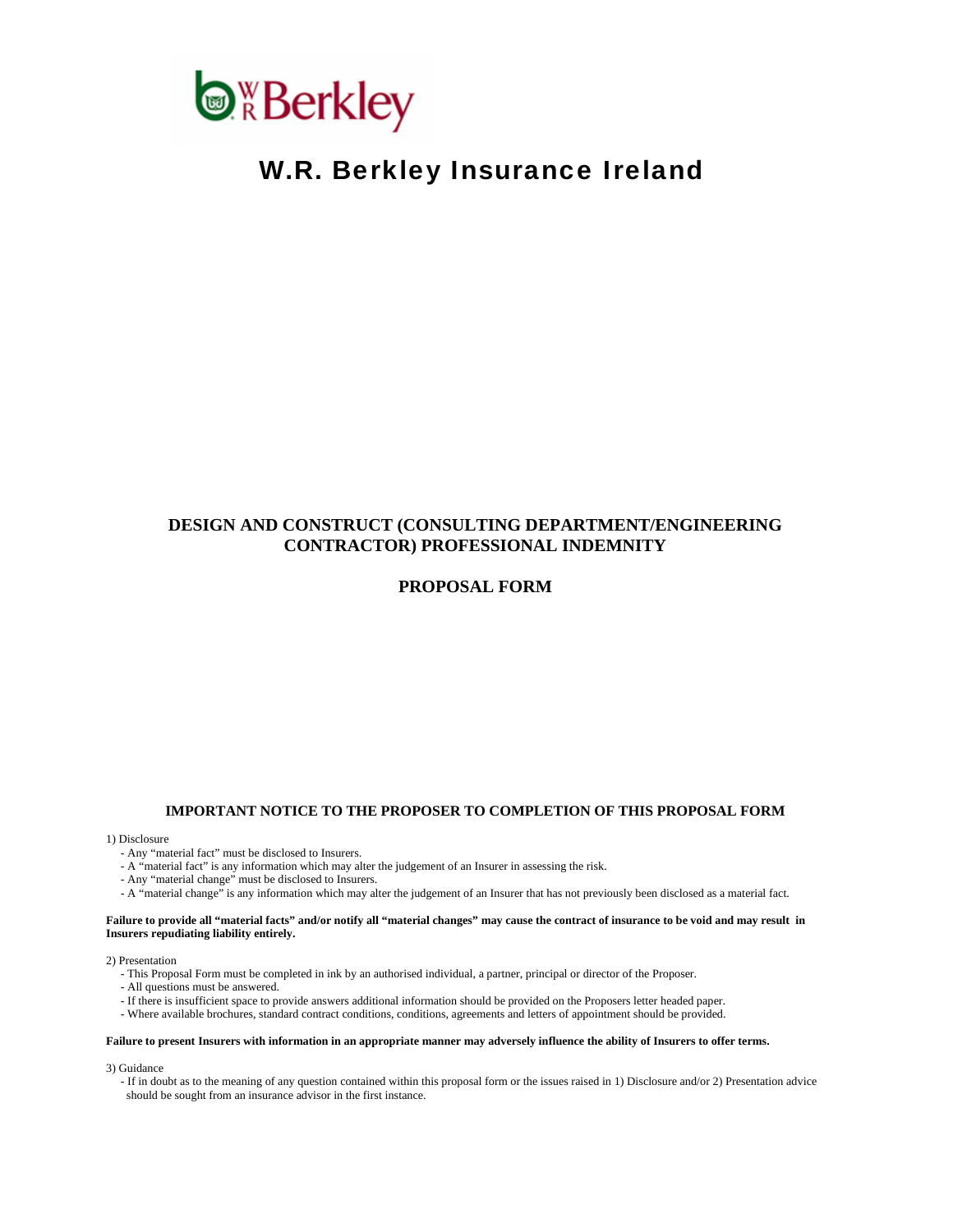# W.R. Berkley Insurance Ireland

## DESIGN AND CONSTRUCT (CONSULTING DEPARTMENT/ENGINEERING CONTRACTOR) PROFESSIONAL INDEMNITY

## PROPOSAL FORM

### IMPORTANT NOTICE TO THE PROPOSER TO COMPLETION OF THIS PROPOSAL FORM

1) Disclosure

- Any "material fact" must be disclosed to Insurers.
- A "material fact" is any information which may alter the judgement of an Insurer in assessing the risk.
- Any "material change" must be disclosed to Insurers.
- A "material change" is any information which may alter the judgement of an Insurer that has not previously been disclosed as a material fact.

**Failure to provide all "material facts" and/or notify all "material changes" may cause the contract of insurance to be void and may result in Insurers repudiating liability entirely.**

2) Presentation

- This Proposal Form must be completed in ink by an authorised individual, a partner, principal or director of the Proposer.
- All questions must be answered.
- If there is insufficient space to provide answers additional information should be provided on the Proposers letter headed paper.
- Where available brochures, standard contract conditions, conditions, agreements and letters of appointment should be provided.

**Failure to present Insurers with information in an appropriate manner may adversely influence the ability of Insurers to offer terms.**

3) Guidance

- If in doubt as to the meaning of any question contained within this proposal form or the issues raised in 1) Disclosure and/or 2) Presentation advice should be sought from an insurance advisor in the first instance.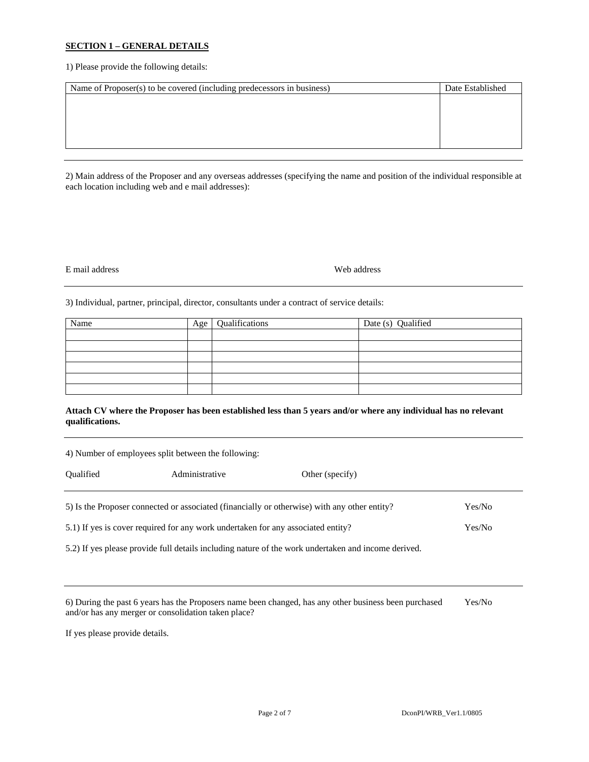**SECTION 1 – GENERAL DETAILS**

1) Please provide the following details:

| Name of Proposer(s) to be covered (including predecessors in business) | Date Established |
|---|---|
| | |

2) Main address of the Proposer and any overseas addresses (specifying the name and position of the individual responsible at each location including web and e mail addresses):

E mail address Web address

3) Individual, partner, principal, director, consultants under a contract of service details:

| Name | Age | Qualifications | Date (s) Qualified |
|---|---|---|---|
| | | | |
| | | | |
| | | | |
| | | | |
| | | | |
| | | | |

**Attach CV where the Proposer has been established less than 5 years and/or where any individual has no relevant qualifications.**

4) Number of employees split between the following:

Qualified Administrative Other (specify)

5) Is the Proposer connected or associated (financially or otherwise) with any other entity? Yes/No

5.1) If yes is cover required for any work undertaken for any associated entity? Yes/No

5.2) If yes please provide full details including nature of the work undertaken and income derived.

6) During the past 6 years has the Proposers name been changed, has any other business been purchased and/or has any merger or consolidation taken place? Yes/No

If yes please provide details.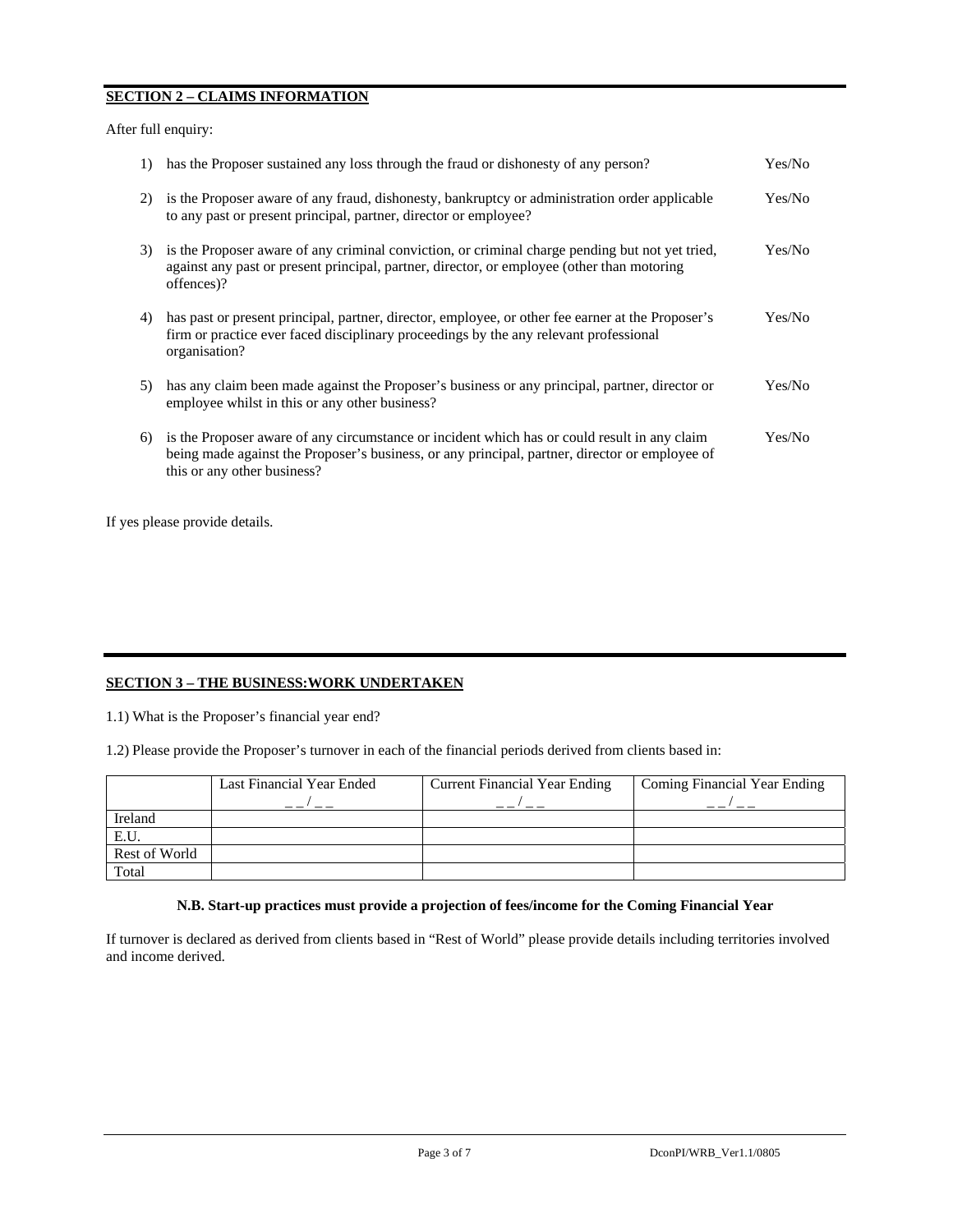## SECTION 2 – CLAIMS INFORMATION

After full enquiry:

1) has the Proposer sustained any loss through the fraud or dishonesty of any person? Yes/No

2) is the Proposer aware of any fraud, dishonesty, bankruptcy or administration order applicable to any past or present principal, partner, director or employee? Yes/No

3) is the Proposer aware of any criminal conviction, or criminal charge pending but not yet tried, against any past or present principal, partner, director, or employee (other than motoring offences)? Yes/No

4) has past or present principal, partner, director, employee, or other fee earner at the Proposer's firm or practice ever faced disciplinary proceedings by the any relevant professional organisation? Yes/No

5) has any claim been made against the Proposer's business or any principal, partner, director or employee whilst in this or any other business? Yes/No

6) is the Proposer aware of any circumstance or incident which has or could result in any claim being made against the Proposer's business, or any principal, partner, director or employee of this or any other business? Yes/No

If yes please provide details.

## SECTION 3 – THE BUSINESS:WORK UNDERTAKEN

1.1) What is the Proposer's financial year end?

1.2) Please provide the Proposer's turnover in each of the financial periods derived from clients based in:

| | Last Financial Year Ended \_ \_ / \_ \_ | Current Financial Year Ending \_ \_ / \_ \_ | Coming Financial Year Ending \_ \_ / \_ \_ |
|---|---|---|---|
| Ireland | | | |
| E.U. | | | |
| Rest of World | | | |
| Total | | | |

**N.B. Start-up practices must provide a projection of fees/income for the Coming Financial Year**

If turnover is declared as derived from clients based in "Rest of World" please provide details including territories involved and income derived.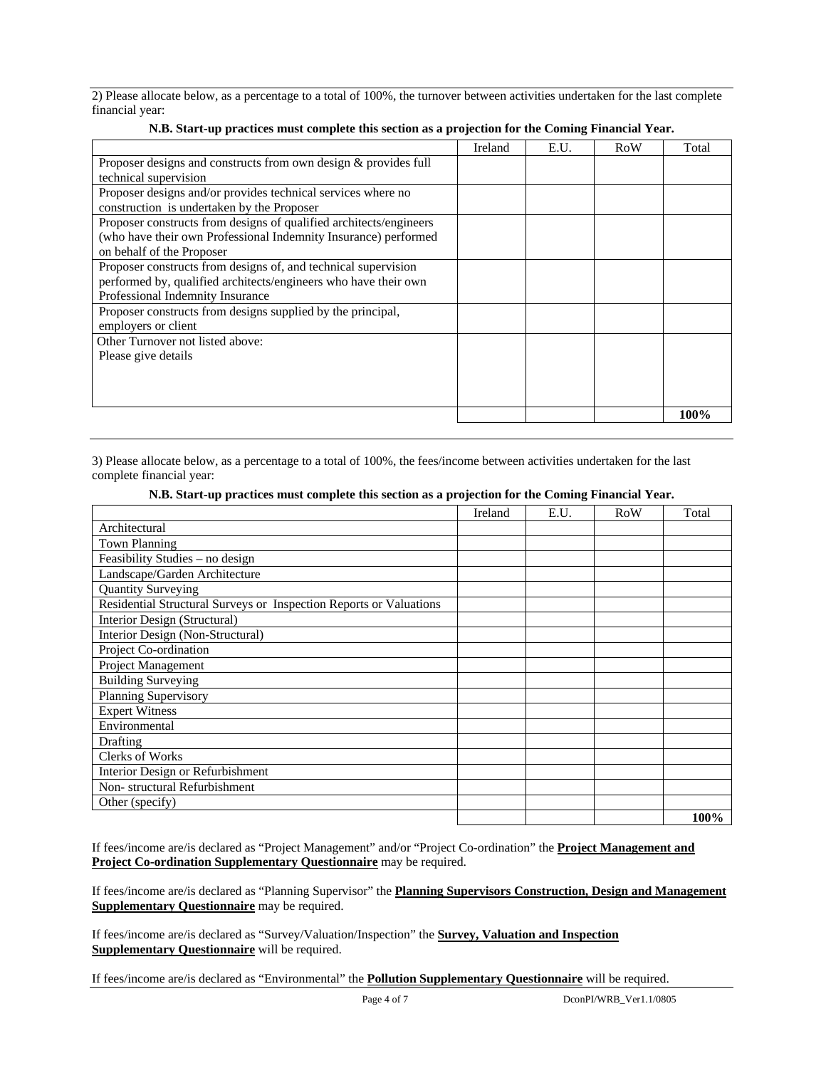2) Please allocate below, as a percentage to a total of 100%, the turnover between activities undertaken for the last complete financial year:

**N.B. Start-up practices must complete this section as a projection for the Coming Financial Year.**

| | Ireland | E.U. | RoW | Total |
|---|---|---|---|---|
| Proposer designs and constructs from own design & provides full technical supervision | | | | |
| Proposer designs and/or provides technical services where no construction is undertaken by the Proposer | | | | |
| Proposer constructs from designs of qualified architects/engineers (who have their own Professional Indemnity Insurance) performed on behalf of the Proposer | | | | |
| Proposer constructs from designs of, and technical supervision performed by, qualified architects/engineers who have their own Professional Indemnity Insurance | | | | |
| Proposer constructs from designs supplied by the principal, employers or client | | | | |
| Other Turnover not listed above: Please give details | | | | |
| | | | | **100%** |

3) Please allocate below, as a percentage to a total of 100%, the fees/income between activities undertaken for the last complete financial year:

**N.B. Start-up practices must complete this section as a projection for the Coming Financial Year.**

| | Ireland | E.U. | RoW | Total |
|---|---|---|---|---|
| Architectural | | | | |
| Town Planning | | | | |
| Feasibility Studies – no design | | | | |
| Landscape/Garden Architecture | | | | |
| Quantity Surveying | | | | |
| Residential Structural Surveys or Inspection Reports or Valuations | | | | |
| Interior Design (Structural) | | | | |
| Interior Design (Non-Structural) | | | | |
| Project Co-ordination | | | | |
| Project Management | | | | |
| Building Surveying | | | | |
| Planning Supervisory | | | | |
| Expert Witness | | | | |
| Environmental | | | | |
| Drafting | | | | |
| Clerks of Works | | | | |
| Interior Design or Refurbishment | | | | |
| Non- structural Refurbishment | | | | |
| Other (specify) | | | | |
| | | | | **100%** |

If fees/income are/is declared as "Project Management" and/or "Project Co-ordination" the **Project Management and Project Co-ordination Supplementary Questionnaire** may be required.

If fees/income are/is declared as "Planning Supervisor" the **Planning Supervisors Construction, Design and Management Supplementary Questionnaire** may be required.

If fees/income are/is declared as "Survey/Valuation/Inspection" the **Survey, Valuation and Inspection Supplementary Questionnaire** will be required.

If fees/income are/is declared as "Environmental" the **Pollution Supplementary Questionnaire** will be required.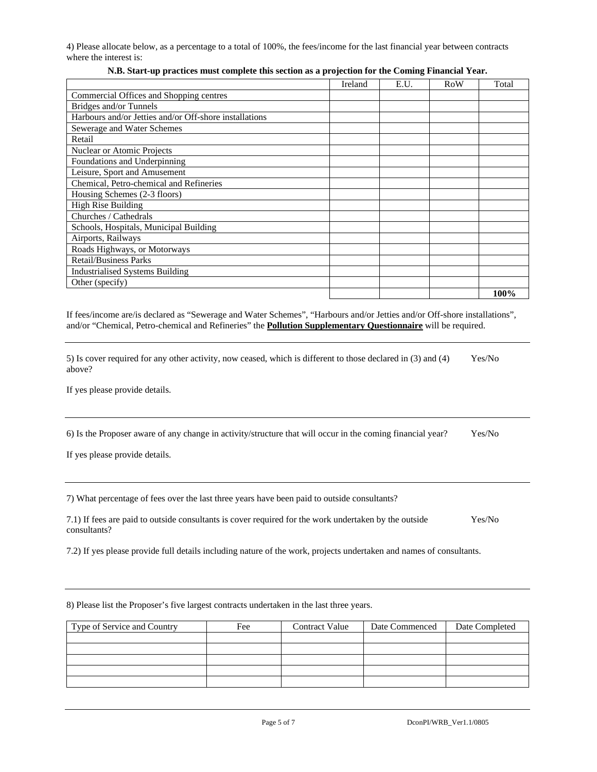4) Please allocate below, as a percentage to a total of 100%, the fees/income for the last financial year between contracts where the interest is:

**N.B. Start-up practices must complete this section as a projection for the Coming Financial Year.**

| | Ireland | E.U. | RoW | Total |
|---|---|---|---|---|
| Commercial Offices and Shopping centres | | | | |
| Bridges and/or Tunnels | | | | |
| Harbours and/or Jetties and/or Off-shore installations | | | | |
| Sewerage and Water Schemes | | | | |
| Retail | | | | |
| Nuclear or Atomic Projects | | | | |
| Foundations and Underpinning | | | | |
| Leisure, Sport and Amusement | | | | |
| Chemical, Petro-chemical and Refineries | | | | |
| Housing Schemes (2-3 floors) | | | | |
| High Rise Building | | | | |
| Churches / Cathedrals | | | | |
| Schools, Hospitals, Municipal Building | | | | |
| Airports, Railways | | | | |
| Roads Highways, or Motorways | | | | |
| Retail/Business Parks | | | | |
| Industrialised Systems Building | | | | |
| Other (specify) | | | | |
| | | | | **100%** |

If fees/income are/is declared as "Sewerage and Water Schemes", "Harbours and/or Jetties and/or Off-shore installations", and/or "Chemical, Petro-chemical and Refineries" the **Pollution Supplementary Questionnaire** will be required.

---

5) Is cover required for any other activity, now ceased, which is different to those declared in (3) and (4) above? Yes/No

If yes please provide details.

---

6) Is the Proposer aware of any change in activity/structure that will occur in the coming financial year? Yes/No

If yes please provide details.

---

7) What percentage of fees over the last three years have been paid to outside consultants?

7.1) If fees are paid to outside consultants is cover required for the work undertaken by the outside consultants? Yes/No

7.2) If yes please provide full details including nature of the work, projects undertaken and names of consultants.

---

8) Please list the Proposer's five largest contracts undertaken in the last three years.

| Type of Service and Country | Fee | Contract Value | Date Commenced | Date Completed |
|---|---|---|---|---|
| | | | | |
| | | | | |
| | | | | |
| | | | | |
| | | | | |

DconPI/WRB_Ver1.1/0805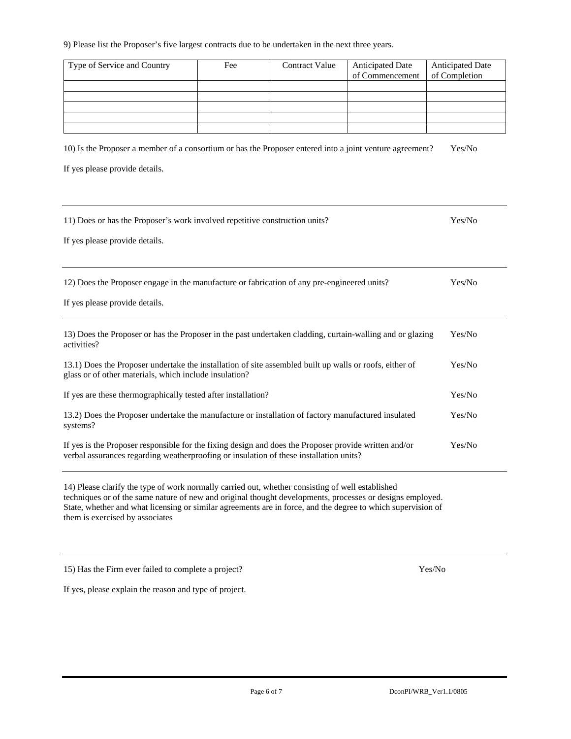9) Please list the Proposer's five largest contracts due to be undertaken in the next three years.

| Type of Service and Country | Fee | Contract Value | Anticipated Date of Commencement | Anticipated Date of Completion |
|---|---|---|---|---|
| | | | | |
| | | | | |
| | | | | |
| | | | | |
| | | | | |

10) Is the Proposer a member of a consortium or has the Proposer entered into a joint venture agreement? Yes/No

If yes please provide details.

---

11) Does or has the Proposer's work involved repetitive construction units? Yes/No

If yes please provide details.

---

12) Does the Proposer engage in the manufacture or fabrication of any pre-engineered units? Yes/No

If yes please provide details.

---

13) Does the Proposer or has the Proposer in the past undertaken cladding, curtain-walling and or glazing activities? Yes/No

13.1) Does the Proposer undertake the installation of site assembled built up walls or roofs, either of glass or of other materials, which include insulation? Yes/No

If yes are these thermographically tested after installation? Yes/No

13.2) Does the Proposer undertake the manufacture or installation of factory manufactured insulated systems? Yes/No

If yes is the Proposer responsible for the fixing design and does the Proposer provide written and/or verbal assurances regarding weatherproofing or insulation of these installation units? Yes/No

---

14) Please clarify the type of work normally carried out, whether consisting of well established techniques or of the same nature of new and original thought developments, processes or designs employed. State, whether and what licensing or similar agreements are in force, and the degree to which supervision of them is exercised by associates

---

15) Has the Firm ever failed to complete a project? Yes/No

If yes, please explain the reason and type of project.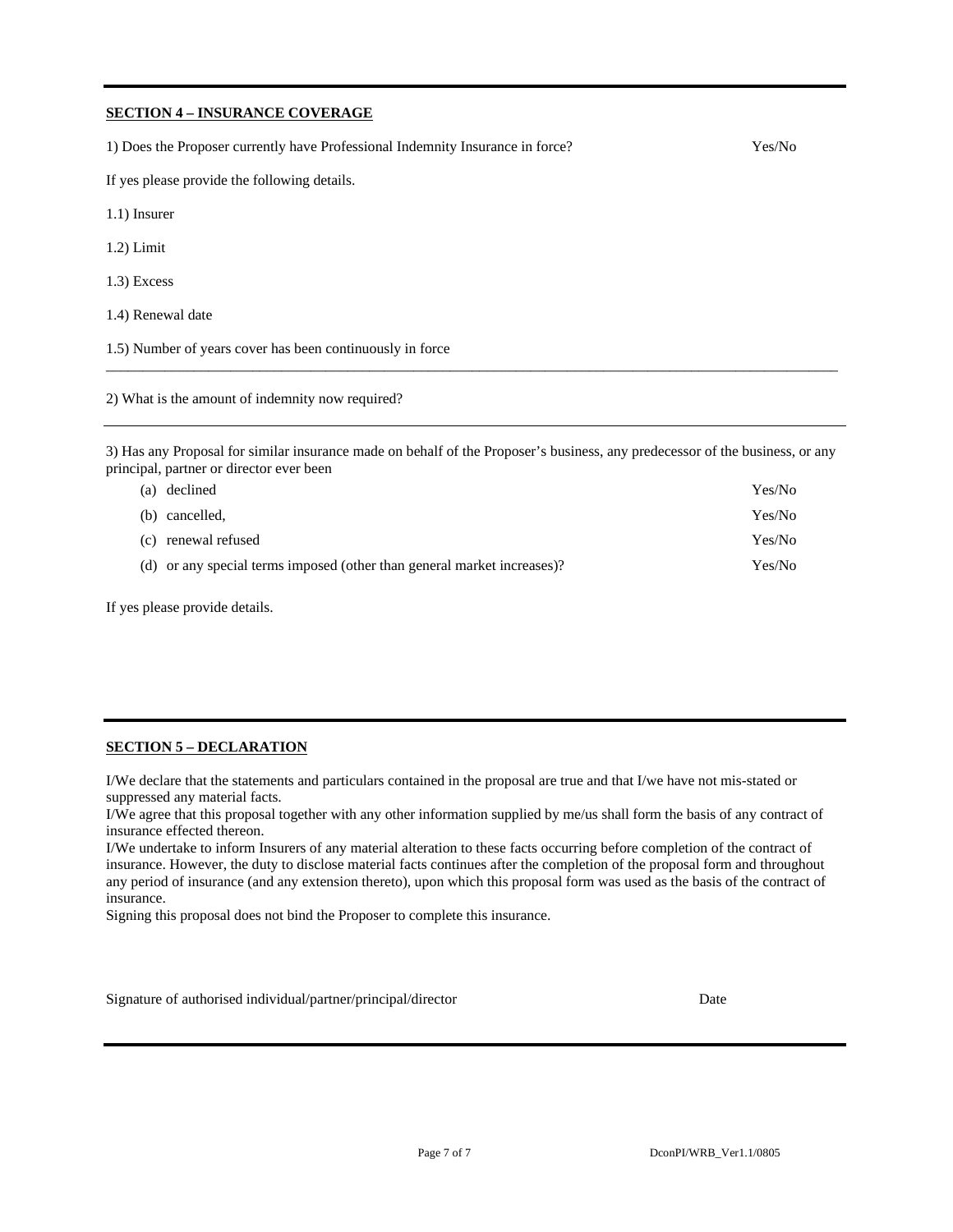## SECTION 4 – INSURANCE COVERAGE

1) Does the Proposer currently have Professional Indemnity Insurance in force? Yes/No

If yes please provide the following details.

1.1) Insurer

1.2) Limit

1.3) Excess

1.4) Renewal date

1.5) Number of years cover has been continuously in force

---

2) What is the amount of indemnity now required?

---

3) Has any Proposal for similar insurance made on behalf of the Proposer's business, any predecessor of the business, or any principal, partner or director ever been

(a) declined Yes/No

(b) cancelled, Yes/No

(c) renewal refused Yes/No

(d) or any special terms imposed (other than general market increases)? Yes/No

If yes please provide details.

## SECTION 5 – DECLARATION

I/We declare that the statements and particulars contained in the proposal are true and that I/we have not mis-stated or suppressed any material facts.

I/We agree that this proposal together with any other information supplied by me/us shall form the basis of any contract of insurance effected thereon.

I/We undertake to inform Insurers of any material alteration to these facts occurring before completion of the contract of insurance. However, the duty to disclose material facts continues after the completion of the proposal form and throughout any period of insurance (and any extension thereto), upon which this proposal form was used as the basis of the contract of insurance.

Signing this proposal does not bind the Proposer to complete this insurance.

Signature of authorised individual/partner/principal/director Date

DconPI/WRB_Ver1.1/0805